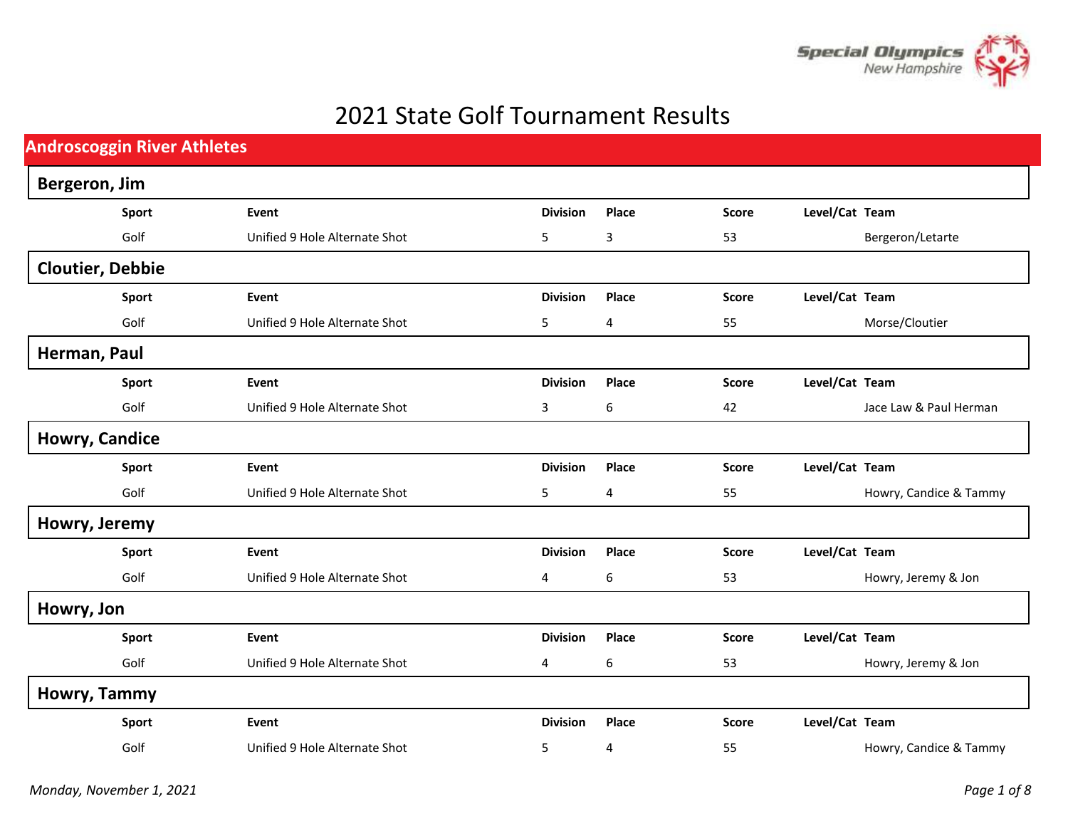# 2021 State Golf Tournament Results

## Androscoggin River Athletes

### Bergeron, Jim

| Sport | Event | Division | Place | Score | Level/Cat | Team |
|---|---|---|---|---|---|---|
| Golf | Unified 9 Hole Alternate Shot | 5 | 3 | 53 | | Bergeron/Letarte |

### Cloutier, Debbie

| Sport | Event | Division | Place | Score | Level/Cat | Team |
|---|---|---|---|---|---|---|
| Golf | Unified 9 Hole Alternate Shot | 5 | 4 | 55 | | Morse/Cloutier |

### Herman, Paul

| Sport | Event | Division | Place | Score | Level/Cat | Team |
|---|---|---|---|---|---|---|
| Golf | Unified 9 Hole Alternate Shot | 3 | 6 | 42 | | Jace Law & Paul Herman |

### Howry, Candice

| Sport | Event | Division | Place | Score | Level/Cat | Team |
|---|---|---|---|---|---|---|
| Golf | Unified 9 Hole Alternate Shot | 5 | 4 | 55 | | Howry, Candice & Tammy |

### Howry, Jeremy

| Sport | Event | Division | Place | Score | Level/Cat | Team |
|---|---|---|---|---|---|---|
| Golf | Unified 9 Hole Alternate Shot | 4 | 6 | 53 | | Howry, Jeremy & Jon |

### Howry, Jon

| Sport | Event | Division | Place | Score | Level/Cat | Team |
|---|---|---|---|---|---|---|
| Golf | Unified 9 Hole Alternate Shot | 4 | 6 | 53 | | Howry, Jeremy & Jon |

### Howry, Tammy

| Sport | Event | Division | Place | Score | Level/Cat | Team |
|---|---|---|---|---|---|---|
| Golf | Unified 9 Hole Alternate Shot | 5 | 4 | 55 | | Howry, Candice & Tammy |

*Monday, November 1, 2021*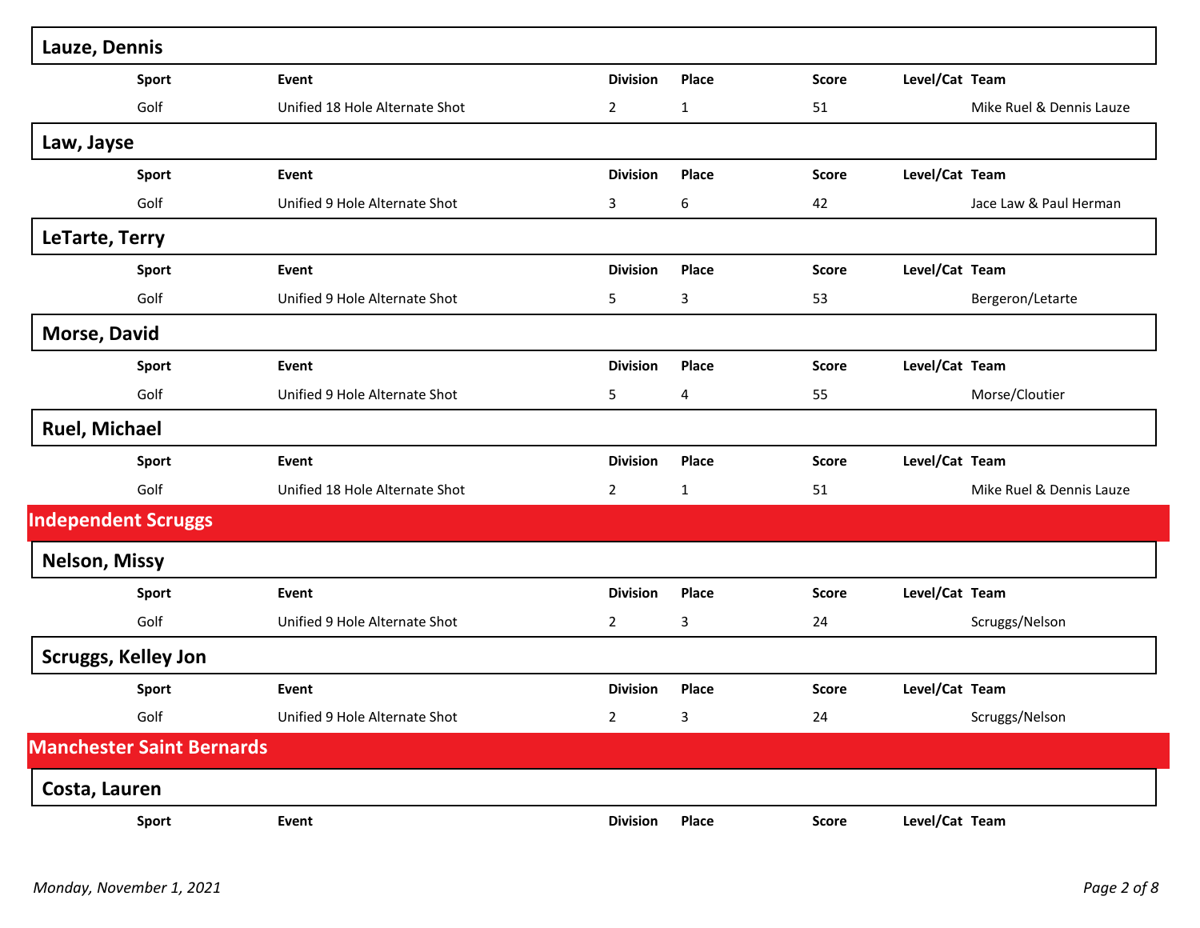### Lauze, Dennis

| Sport | Event | Division | Place | Score | Level/Cat | Team |
|---|---|---|---|---|---|---|
| Golf | Unified 18 Hole Alternate Shot | 2 | 1 | 51 | | Mike Ruel & Dennis Lauze |

### Law, Jayse

| Sport | Event | Division | Place | Score | Level/Cat | Team |
|---|---|---|---|---|---|---|
| Golf | Unified 9 Hole Alternate Shot | 3 | 6 | 42 | | Jace Law & Paul Herman |

### LeTarte, Terry

| Sport | Event | Division | Place | Score | Level/Cat | Team |
|---|---|---|---|---|---|---|
| Golf | Unified 9 Hole Alternate Shot | 5 | 3 | 53 | | Bergeron/Letarte |

### Morse, David

| Sport | Event | Division | Place | Score | Level/Cat | Team |
|---|---|---|---|---|---|---|
| Golf | Unified 9 Hole Alternate Shot | 5 | 4 | 55 | | Morse/Cloutier |

### Ruel, Michael

| Sport | Event | Division | Place | Score | Level/Cat | Team |
|---|---|---|---|---|---|---|
| Golf | Unified 18 Hole Alternate Shot | 2 | 1 | 51 | | Mike Ruel & Dennis Lauze |

## Independent Scruggs

### Nelson, Missy

| Sport | Event | Division | Place | Score | Level/Cat | Team |
|---|---|---|---|---|---|---|
| Golf | Unified 9 Hole Alternate Shot | 2 | 3 | 24 | | Scruggs/Nelson |

### Scruggs, Kelley Jon

| Sport | Event | Division | Place | Score | Level/Cat | Team |
|---|---|---|---|---|---|---|
| Golf | Unified 9 Hole Alternate Shot | 2 | 3 | 24 | | Scruggs/Nelson |

## Manchester Saint Bernards

### Costa, Lauren

| Sport | Event | Division | Place | Score | Level/Cat | Team |
|---|---|---|---|---|---|---|

*Monday, November 1, 2021*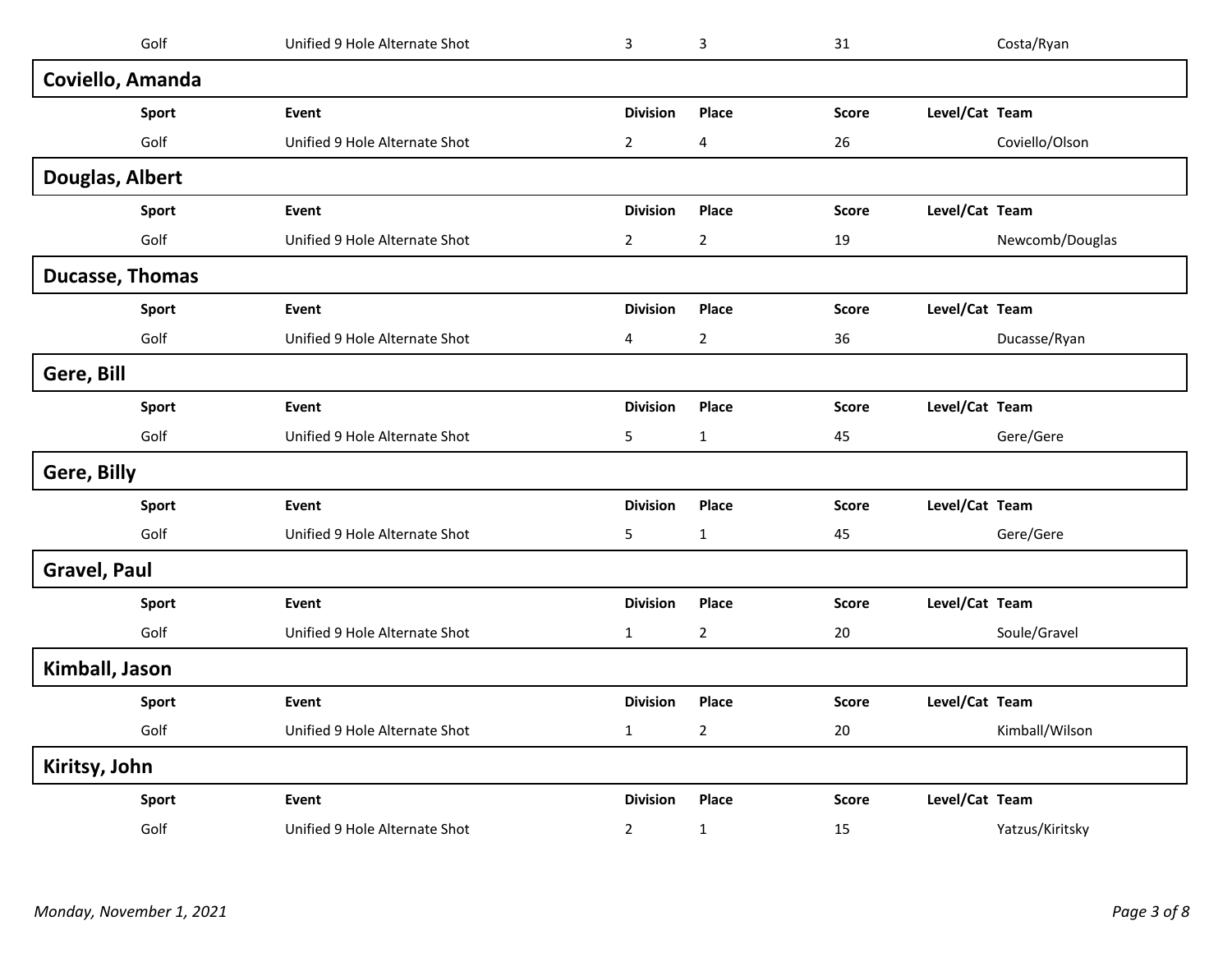| Sport | Event | Division | Place | Score | Level/Cat | Team |
|---|---|---|---|---|---|---|
| Golf | Unified 9 Hole Alternate Shot | 3 | 3 | 31 | | Costa/Ryan |

## Coviello, Amanda

| Sport | Event | Division | Place | Score | Level/Cat | Team |
|---|---|---|---|---|---|---|
| Golf | Unified 9 Hole Alternate Shot | 2 | 4 | 26 | | Coviello/Olson |

## Douglas, Albert

| Sport | Event | Division | Place | Score | Level/Cat | Team |
|---|---|---|---|---|---|---|
| Golf | Unified 9 Hole Alternate Shot | 2 | 2 | 19 | | Newcomb/Douglas |

## Ducasse, Thomas

| Sport | Event | Division | Place | Score | Level/Cat | Team |
|---|---|---|---|---|---|---|
| Golf | Unified 9 Hole Alternate Shot | 4 | 2 | 36 | | Ducasse/Ryan |

## Gere, Bill

| Sport | Event | Division | Place | Score | Level/Cat | Team |
|---|---|---|---|---|---|---|
| Golf | Unified 9 Hole Alternate Shot | 5 | 1 | 45 | | Gere/Gere |

## Gere, Billy

| Sport | Event | Division | Place | Score | Level/Cat | Team |
|---|---|---|---|---|---|---|
| Golf | Unified 9 Hole Alternate Shot | 5 | 1 | 45 | | Gere/Gere |

## Gravel, Paul

| Sport | Event | Division | Place | Score | Level/Cat | Team |
|---|---|---|---|---|---|---|
| Golf | Unified 9 Hole Alternate Shot | 1 | 2 | 20 | | Soule/Gravel |

## Kimball, Jason

| Sport | Event | Division | Place | Score | Level/Cat | Team |
|---|---|---|---|---|---|---|
| Golf | Unified 9 Hole Alternate Shot | 1 | 2 | 20 | | Kimball/Wilson |

## Kiritsy, John

| Sport | Event | Division | Place | Score | Level/Cat | Team |
|---|---|---|---|---|---|---|
| Golf | Unified 9 Hole Alternate Shot | 2 | 1 | 15 | | Yatzus/Kiritsky |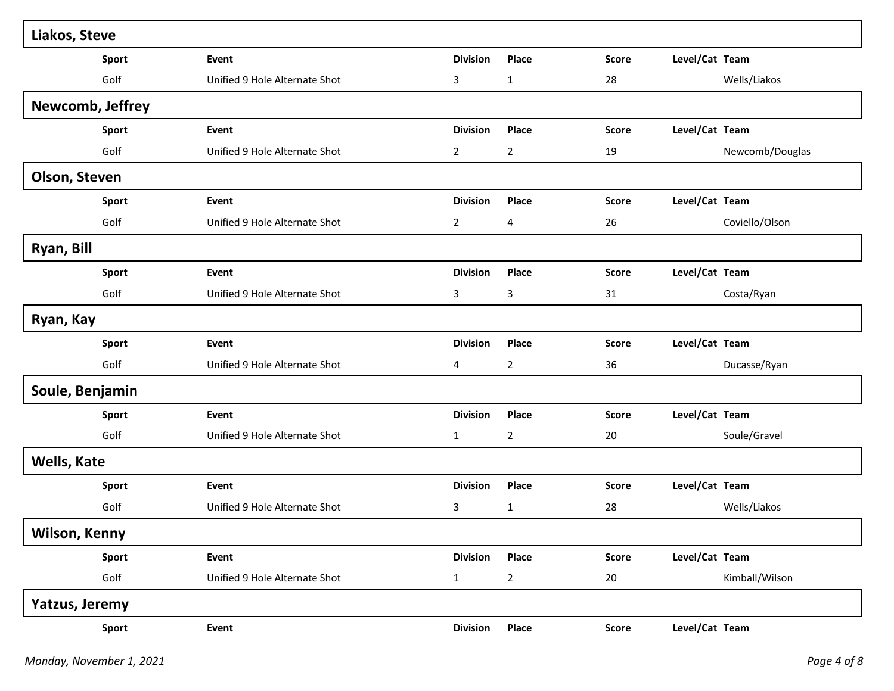## Liakos, Steve

| Sport | Event | Division | Place | Score | Level/Cat | Team |
|---|---|---|---|---|---|---|
| Golf | Unified 9 Hole Alternate Shot | 3 | 1 | 28 | | Wells/Liakos |

## Newcomb, Jeffrey

| Sport | Event | Division | Place | Score | Level/Cat | Team |
|---|---|---|---|---|---|---|
| Golf | Unified 9 Hole Alternate Shot | 2 | 2 | 19 | | Newcomb/Douglas |

## Olson, Steven

| Sport | Event | Division | Place | Score | Level/Cat | Team |
|---|---|---|---|---|---|---|
| Golf | Unified 9 Hole Alternate Shot | 2 | 4 | 26 | | Coviello/Olson |

## Ryan, Bill

| Sport | Event | Division | Place | Score | Level/Cat | Team |
|---|---|---|---|---|---|---|
| Golf | Unified 9 Hole Alternate Shot | 3 | 3 | 31 | | Costa/Ryan |

## Ryan, Kay

| Sport | Event | Division | Place | Score | Level/Cat | Team |
|---|---|---|---|---|---|---|
| Golf | Unified 9 Hole Alternate Shot | 4 | 2 | 36 | | Ducasse/Ryan |

## Soule, Benjamin

| Sport | Event | Division | Place | Score | Level/Cat | Team |
|---|---|---|---|---|---|---|
| Golf | Unified 9 Hole Alternate Shot | 1 | 2 | 20 | | Soule/Gravel |

## Wells, Kate

| Sport | Event | Division | Place | Score | Level/Cat | Team |
|---|---|---|---|---|---|---|
| Golf | Unified 9 Hole Alternate Shot | 3 | 1 | 28 | | Wells/Liakos |

## Wilson, Kenny

| Sport | Event | Division | Place | Score | Level/Cat | Team |
|---|---|---|---|---|---|---|
| Golf | Unified 9 Hole Alternate Shot | 1 | 2 | 20 | | Kimball/Wilson |

## Yatzus, Jeremy

| Sport | Event | Division | Place | Score | Level/Cat | Team |
|---|---|---|---|---|---|---|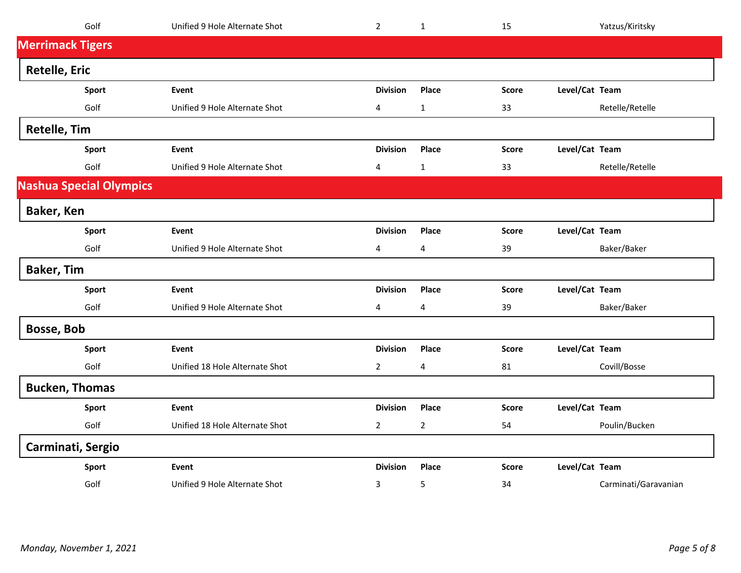| Sport | Event | Division | Place | Score | Level/Cat | Team |
|---|---|---|---|---|---|---|
| Golf | Unified 9 Hole Alternate Shot | 2 | 1 | 15 | | Yatzus/Kiritsky |

## Merrimack Tigers

### Retelle, Eric

| Sport | Event | Division | Place | Score | Level/Cat | Team |
|---|---|---|---|---|---|---|
| Golf | Unified 9 Hole Alternate Shot | 4 | 1 | 33 | | Retelle/Retelle |

### Retelle, Tim

| Sport | Event | Division | Place | Score | Level/Cat | Team |
|---|---|---|---|---|---|---|
| Golf | Unified 9 Hole Alternate Shot | 4 | 1 | 33 | | Retelle/Retelle |

## Nashua Special Olympics

### Baker, Ken

| Sport | Event | Division | Place | Score | Level/Cat | Team |
|---|---|---|---|---|---|---|
| Golf | Unified 9 Hole Alternate Shot | 4 | 4 | 39 | | Baker/Baker |

### Baker, Tim

| Sport | Event | Division | Place | Score | Level/Cat | Team |
|---|---|---|---|---|---|---|
| Golf | Unified 9 Hole Alternate Shot | 4 | 4 | 39 | | Baker/Baker |

### Bosse, Bob

| Sport | Event | Division | Place | Score | Level/Cat | Team |
|---|---|---|---|---|---|---|
| Golf | Unified 18 Hole Alternate Shot | 2 | 4 | 81 | | Covill/Bosse |

### Bucken, Thomas

| Sport | Event | Division | Place | Score | Level/Cat | Team |
|---|---|---|---|---|---|---|
| Golf | Unified 18 Hole Alternate Shot | 2 | 2 | 54 | | Poulin/Bucken |

### Carminati, Sergio

| Sport | Event | Division | Place | Score | Level/Cat | Team |
|---|---|---|---|---|---|---|
| Golf | Unified 9 Hole Alternate Shot | 3 | 5 | 34 | | Carminati/Garavanian |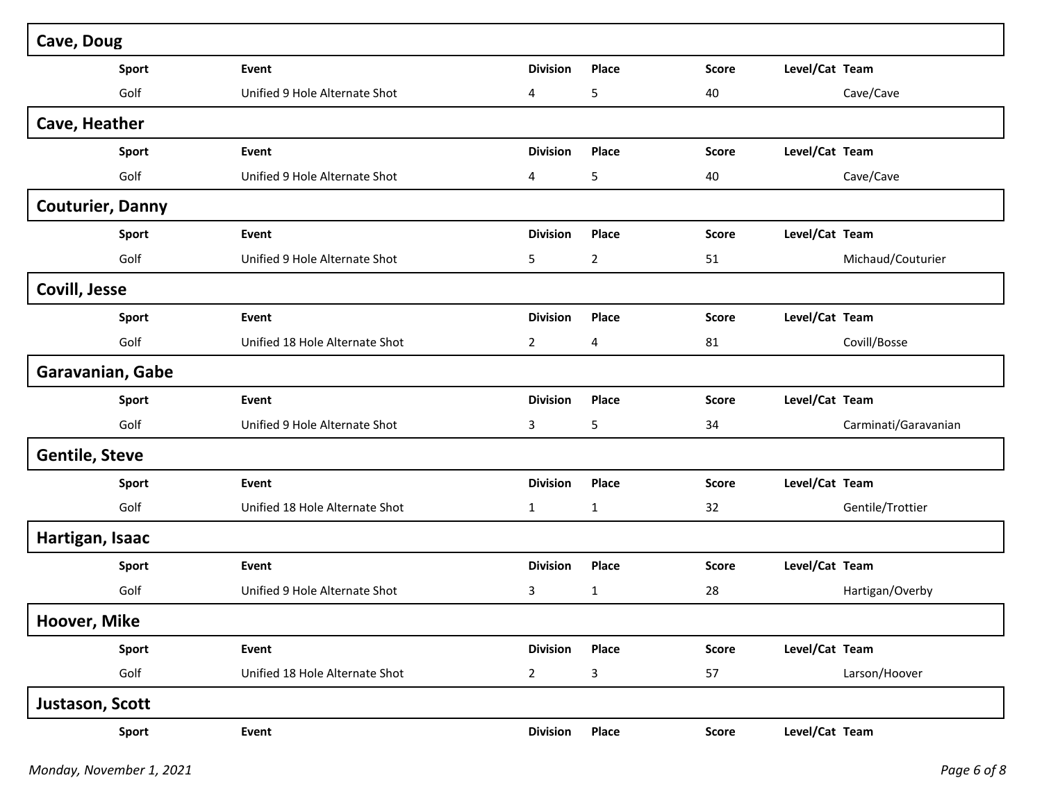## Cave, Doug

| Sport | Event | Division | Place | Score | Level/Cat | Team |
|---|---|---|---|---|---|---|
| Golf | Unified 9 Hole Alternate Shot | 4 | 5 | 40 | | Cave/Cave |

## Cave, Heather

| Sport | Event | Division | Place | Score | Level/Cat | Team |
|---|---|---|---|---|---|---|
| Golf | Unified 9 Hole Alternate Shot | 4 | 5 | 40 | | Cave/Cave |

## Couturier, Danny

| Sport | Event | Division | Place | Score | Level/Cat | Team |
|---|---|---|---|---|---|---|
| Golf | Unified 9 Hole Alternate Shot | 5 | 2 | 51 | | Michaud/Couturier |

## Covill, Jesse

| Sport | Event | Division | Place | Score | Level/Cat | Team |
|---|---|---|---|---|---|---|
| Golf | Unified 18 Hole Alternate Shot | 2 | 4 | 81 | | Covill/Bosse |

## Garavanian, Gabe

| Sport | Event | Division | Place | Score | Level/Cat | Team |
|---|---|---|---|---|---|---|
| Golf | Unified 9 Hole Alternate Shot | 3 | 5 | 34 | | Carminati/Garavanian |

## Gentile, Steve

| Sport | Event | Division | Place | Score | Level/Cat | Team |
|---|---|---|---|---|---|---|
| Golf | Unified 18 Hole Alternate Shot | 1 | 1 | 32 | | Gentile/Trottier |

## Hartigan, Isaac

| Sport | Event | Division | Place | Score | Level/Cat | Team |
|---|---|---|---|---|---|---|
| Golf | Unified 9 Hole Alternate Shot | 3 | 1 | 28 | | Hartigan/Overby |

## Hoover, Mike

| Sport | Event | Division | Place | Score | Level/Cat | Team |
|---|---|---|---|---|---|---|
| Golf | Unified 18 Hole Alternate Shot | 2 | 3 | 57 | | Larson/Hoover |

## Justason, Scott

| Sport | Event | Division | Place | Score | Level/Cat | Team |
|---|---|---|---|---|---|---|

*Monday, November 1, 2021*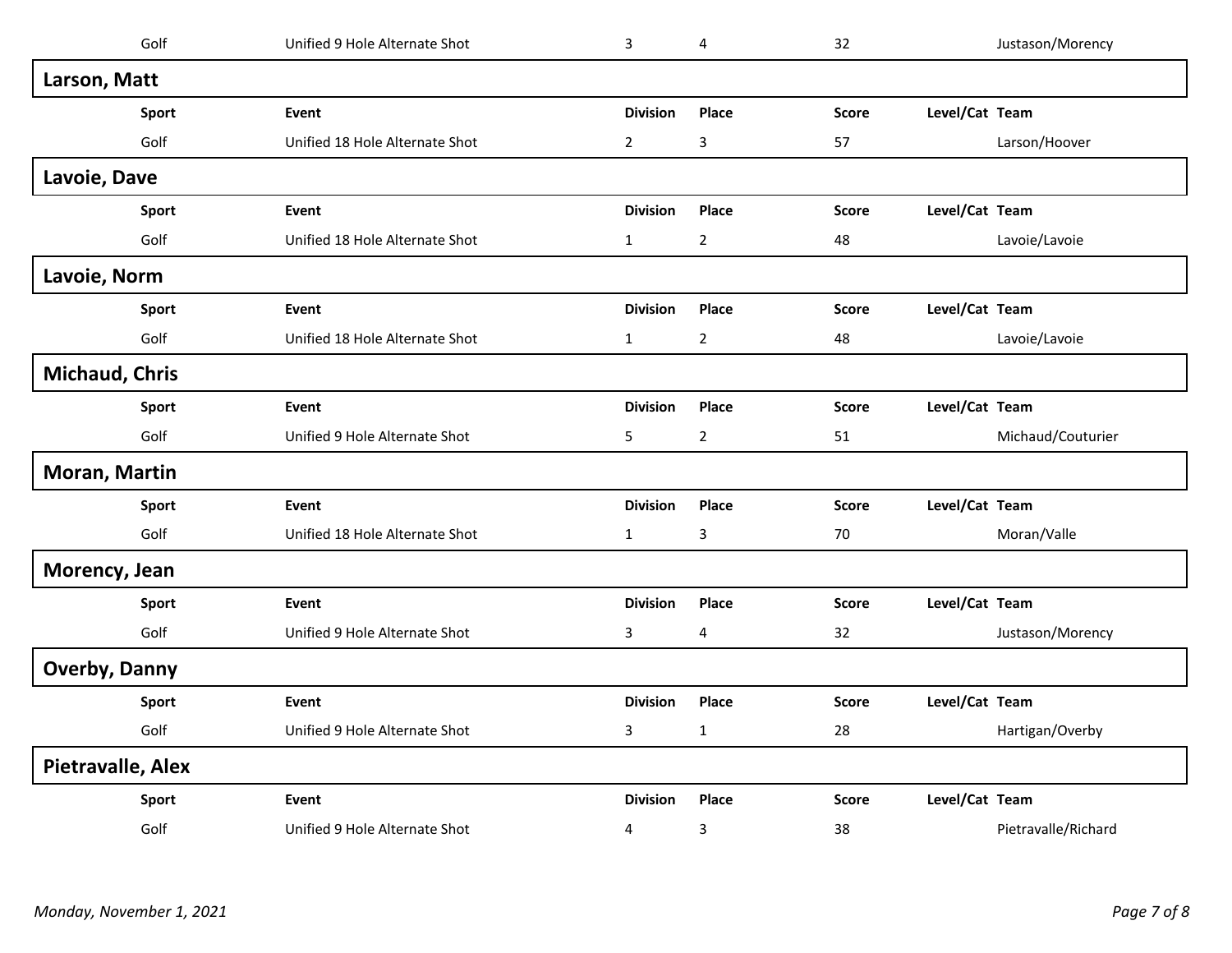| Sport | Event | Division | Place | Score | Level/Cat | Team |
|---|---|---|---|---|---|---|
| Golf | Unified 9 Hole Alternate Shot | 3 | 4 | 32 | | Justason/Morency |

## Larson, Matt

| Sport | Event | Division | Place | Score | Level/Cat | Team |
|---|---|---|---|---|---|---|
| Golf | Unified 18 Hole Alternate Shot | 2 | 3 | 57 | | Larson/Hoover |

## Lavoie, Dave

| Sport | Event | Division | Place | Score | Level/Cat | Team |
|---|---|---|---|---|---|---|
| Golf | Unified 18 Hole Alternate Shot | 1 | 2 | 48 | | Lavoie/Lavoie |

## Lavoie, Norm

| Sport | Event | Division | Place | Score | Level/Cat | Team |
|---|---|---|---|---|---|---|
| Golf | Unified 18 Hole Alternate Shot | 1 | 2 | 48 | | Lavoie/Lavoie |

## Michaud, Chris

| Sport | Event | Division | Place | Score | Level/Cat | Team |
|---|---|---|---|---|---|---|
| Golf | Unified 9 Hole Alternate Shot | 5 | 2 | 51 | | Michaud/Couturier |

## Moran, Martin

| Sport | Event | Division | Place | Score | Level/Cat | Team |
|---|---|---|---|---|---|---|
| Golf | Unified 18 Hole Alternate Shot | 1 | 3 | 70 | | Moran/Valle |

## Morency, Jean

| Sport | Event | Division | Place | Score | Level/Cat | Team |
|---|---|---|---|---|---|---|
| Golf | Unified 9 Hole Alternate Shot | 3 | 4 | 32 | | Justason/Morency |

## Overby, Danny

| Sport | Event | Division | Place | Score | Level/Cat | Team |
|---|---|---|---|---|---|---|
| Golf | Unified 9 Hole Alternate Shot | 3 | 1 | 28 | | Hartigan/Overby |

## Pietravalle, Alex

| Sport | Event | Division | Place | Score | Level/Cat | Team |
|---|---|---|---|---|---|---|
| Golf | Unified 9 Hole Alternate Shot | 4 | 3 | 38 | | Pietravalle/Richard |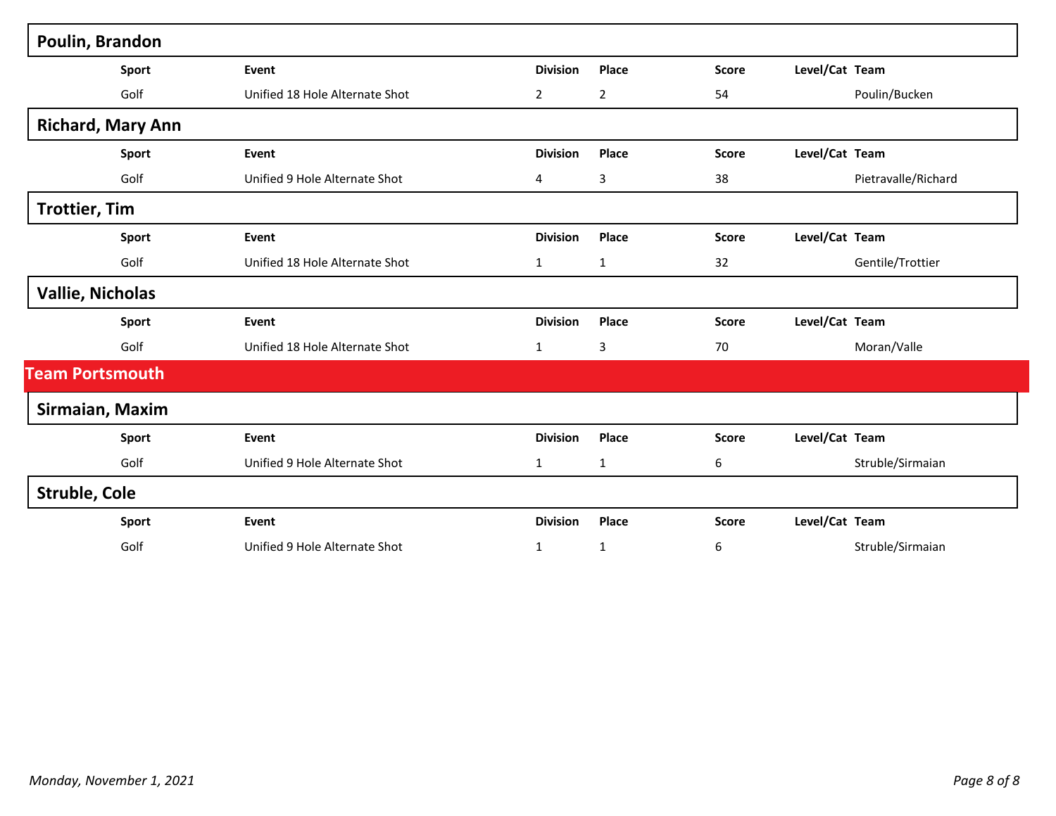## Poulin, Brandon

| Sport | Event | Division | Place | Score | Level/Cat | Team |
|---|---|---|---|---|---|---|
| Golf | Unified 18 Hole Alternate Shot | 2 | 2 | 54 | | Poulin/Bucken |

## Richard, Mary Ann

| Sport | Event | Division | Place | Score | Level/Cat | Team |
|---|---|---|---|---|---|---|
| Golf | Unified 9 Hole Alternate Shot | 4 | 3 | 38 | | Pietravalle/Richard |

## Trottier, Tim

| Sport | Event | Division | Place | Score | Level/Cat | Team |
|---|---|---|---|---|---|---|
| Golf | Unified 18 Hole Alternate Shot | 1 | 1 | 32 | | Gentile/Trottier |

## Vallie, Nicholas

| Sport | Event | Division | Place | Score | Level/Cat | Team |
|---|---|---|---|---|---|---|
| Golf | Unified 18 Hole Alternate Shot | 1 | 3 | 70 | | Moran/Valle |

# Team Portsmouth

## Sirmaian, Maxim

| Sport | Event | Division | Place | Score | Level/Cat | Team |
|---|---|---|---|---|---|---|
| Golf | Unified 9 Hole Alternate Shot | 1 | 1 | 6 | | Struble/Sirmaian |

## Struble, Cole

| Sport | Event | Division | Place | Score | Level/Cat | Team |
|---|---|---|---|---|---|---|
| Golf | Unified 9 Hole Alternate Shot | 1 | 1 | 6 | | Struble/Sirmaian |

*Monday, November 1, 2021*